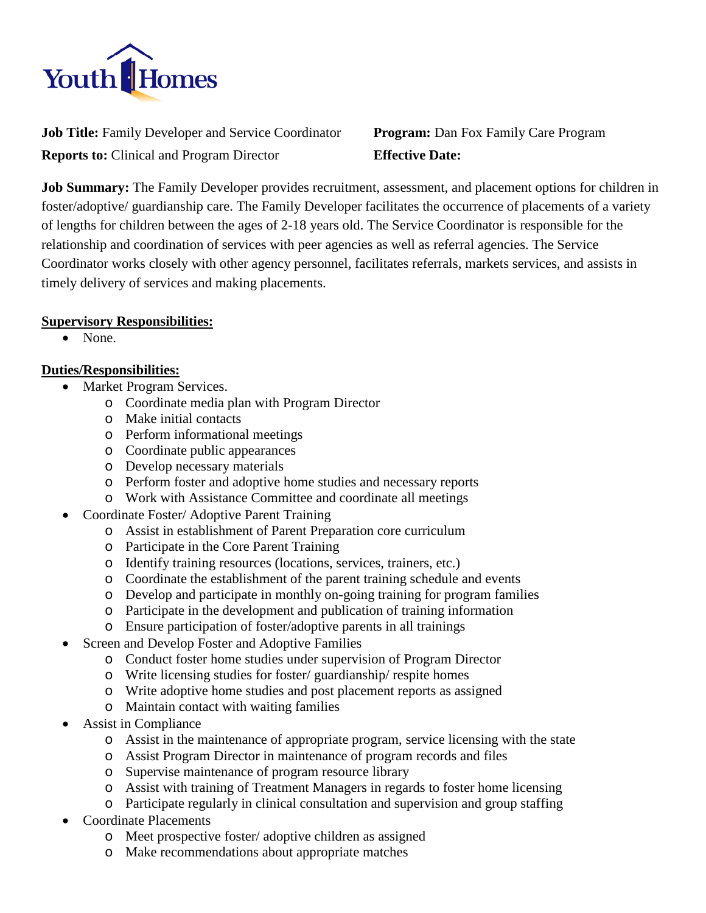Youth Homes

**Job Title:** Family Developer and Service Coordinator **Program:** Dan Fox Family Care Program

**Reports to:** Clinical and Program Director **Effective Date:**

**Job Summary:** The Family Developer provides recruitment, assessment, and placement options for children in foster/adoptive/ guardianship care. The Family Developer facilitates the occurrence of placements of a variety of lengths for children between the ages of 2-18 years old. The Service Coordinator is responsible for the relationship and coordination of services with peer agencies as well as referral agencies. The Service Coordinator works closely with other agency personnel, facilitates referrals, markets services, and assists in timely delivery of services and making placements.

**Supervisory Responsibilities:**

- None.

**Duties/Responsibilities:**

- Market Program Services.
  - Coordinate media plan with Program Director
  - Make initial contacts
  - Perform informational meetings
  - Coordinate public appearances
  - Develop necessary materials
  - Perform foster and adoptive home studies and necessary reports
  - Work with Assistance Committee and coordinate all meetings
- Coordinate Foster/ Adoptive Parent Training
  - Assist in establishment of Parent Preparation core curriculum
  - Participate in the Core Parent Training
  - Identify training resources (locations, services, trainers, etc.)
  - Coordinate the establishment of the parent training schedule and events
  - Develop and participate in monthly on-going training for program families
  - Participate in the development and publication of training information
  - Ensure participation of foster/adoptive parents in all trainings
- Screen and Develop Foster and Adoptive Families
  - Conduct foster home studies under supervision of Program Director
  - Write licensing studies for foster/ guardianship/ respite homes
  - Write adoptive home studies and post placement reports as assigned
  - Maintain contact with waiting families
- Assist in Compliance
  - Assist in the maintenance of appropriate program, service licensing with the state
  - Assist Program Director in maintenance of program records and files
  - Supervise maintenance of program resource library
  - Assist with training of Treatment Managers in regards to foster home licensing
  - Participate regularly in clinical consultation and supervision and group staffing
- Coordinate Placements
  - Meet prospective foster/ adoptive children as assigned
  - Make recommendations about appropriate matches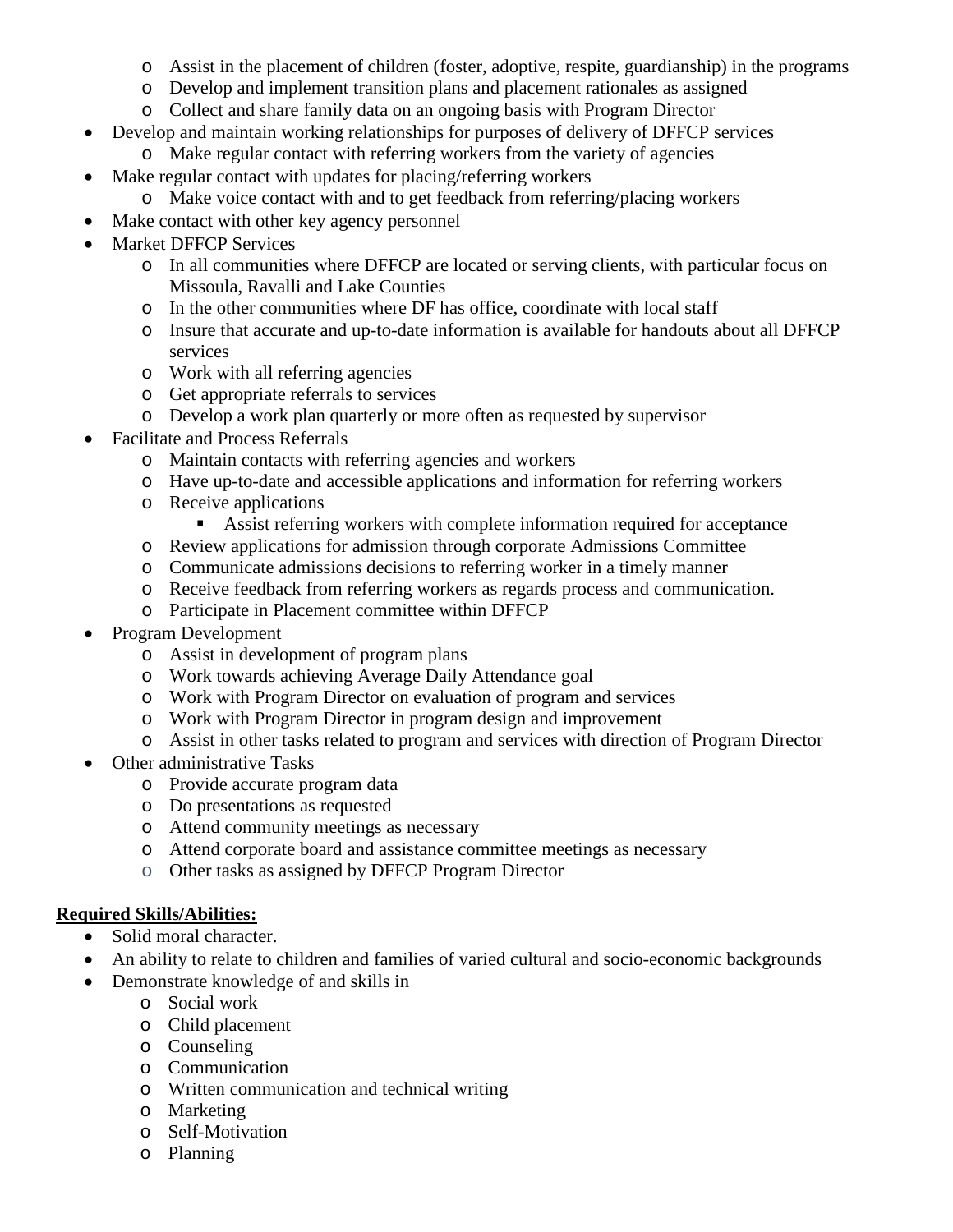- Assist in the placement of children (foster, adoptive, respite, guardianship) in the programs
    - Develop and implement transition plans and placement rationales as assigned
    - Collect and share family data on an ongoing basis with Program Director
- Develop and maintain working relationships for purposes of delivery of DFFCP services
    - Make regular contact with referring workers from the variety of agencies
- Make regular contact with updates for placing/referring workers
    - Make voice contact with and to get feedback from referring/placing workers
- Make contact with other key agency personnel
- Market DFFCP Services
    - In all communities where DFFCP are located or serving clients, with particular focus on Missoula, Ravalli and Lake Counties
    - In the other communities where DF has office, coordinate with local staff
    - Insure that accurate and up-to-date information is available for handouts about all DFFCP services
    - Work with all referring agencies
    - Get appropriate referrals to services
    - Develop a work plan quarterly or more often as requested by supervisor
- Facilitate and Process Referrals
    - Maintain contacts with referring agencies and workers
    - Have up-to-date and accessible applications and information for referring workers
    - Receive applications
        - Assist referring workers with complete information required for acceptance
    - Review applications for admission through corporate Admissions Committee
    - Communicate admissions decisions to referring worker in a timely manner
    - Receive feedback from referring workers as regards process and communication.
    - Participate in Placement committee within DFFCP
- Program Development
    - Assist in development of program plans
    - Work towards achieving Average Daily Attendance goal
    - Work with Program Director on evaluation of program and services
    - Work with Program Director in program design and improvement
    - Assist in other tasks related to program and services with direction of Program Director
- Other administrative Tasks
    - Provide accurate program data
    - Do presentations as requested
    - Attend community meetings as necessary
    - Attend corporate board and assistance committee meetings as necessary
    - Other tasks as assigned by DFFCP Program Director

**Required Skills/Abilities:**

- Solid moral character.
- An ability to relate to children and families of varied cultural and socio-economic backgrounds
- Demonstrate knowledge of and skills in
    - Social work
    - Child placement
    - Counseling
    - Communication
    - Written communication and technical writing
    - Marketing
    - Self-Motivation
    - Planning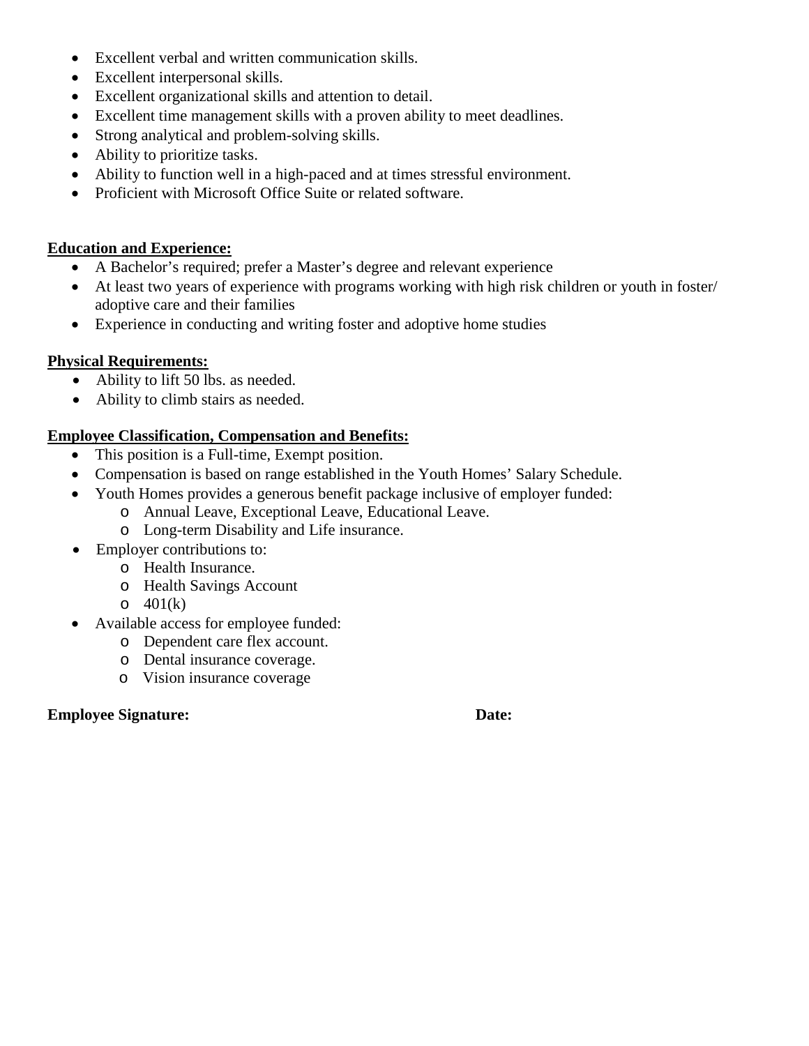- Excellent verbal and written communication skills.
- Excellent interpersonal skills.
- Excellent organizational skills and attention to detail.
- Excellent time management skills with a proven ability to meet deadlines.
- Strong analytical and problem-solving skills.
- Ability to prioritize tasks.
- Ability to function well in a high-paced and at times stressful environment.
- Proficient with Microsoft Office Suite or related software.

**Education and Experience:**

- A Bachelor's required; prefer a Master's degree and relevant experience
- At least two years of experience with programs working with high risk children or youth in foster/ adoptive care and their families
- Experience in conducting and writing foster and adoptive home studies

**Physical Requirements:**

- Ability to lift 50 lbs. as needed.
- Ability to climb stairs as needed.

**Employee Classification, Compensation and Benefits:**

- This position is a Full-time, Exempt position.
- Compensation is based on range established in the Youth Homes' Salary Schedule.
- Youth Homes provides a generous benefit package inclusive of employer funded:
  - Annual Leave, Exceptional Leave, Educational Leave.
  - Long-term Disability and Life insurance.
- Employer contributions to:
  - Health Insurance.
  - Health Savings Account
  - 401(k)
- Available access for employee funded:
  - Dependent care flex account.
  - Dental insurance coverage.
  - Vision insurance coverage

**Employee Signature:** **Date:**